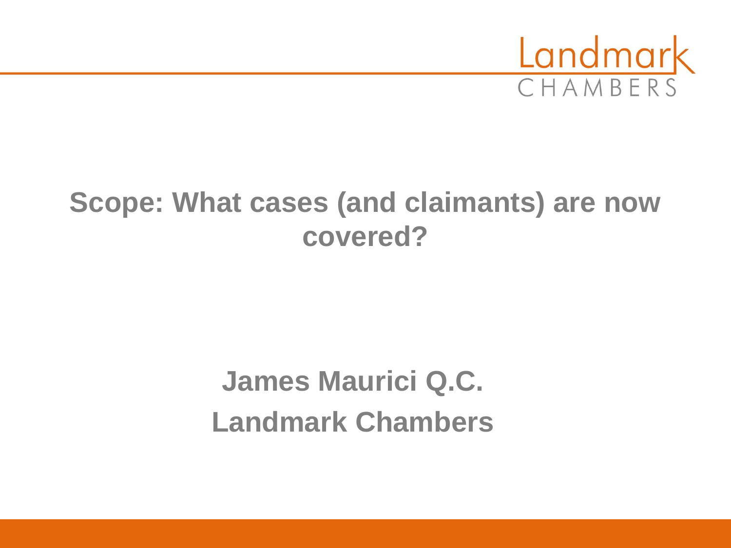# Scope: What cases (and claimants) are now covered?

**James Maurici Q.C.**

**Landmark Chambers**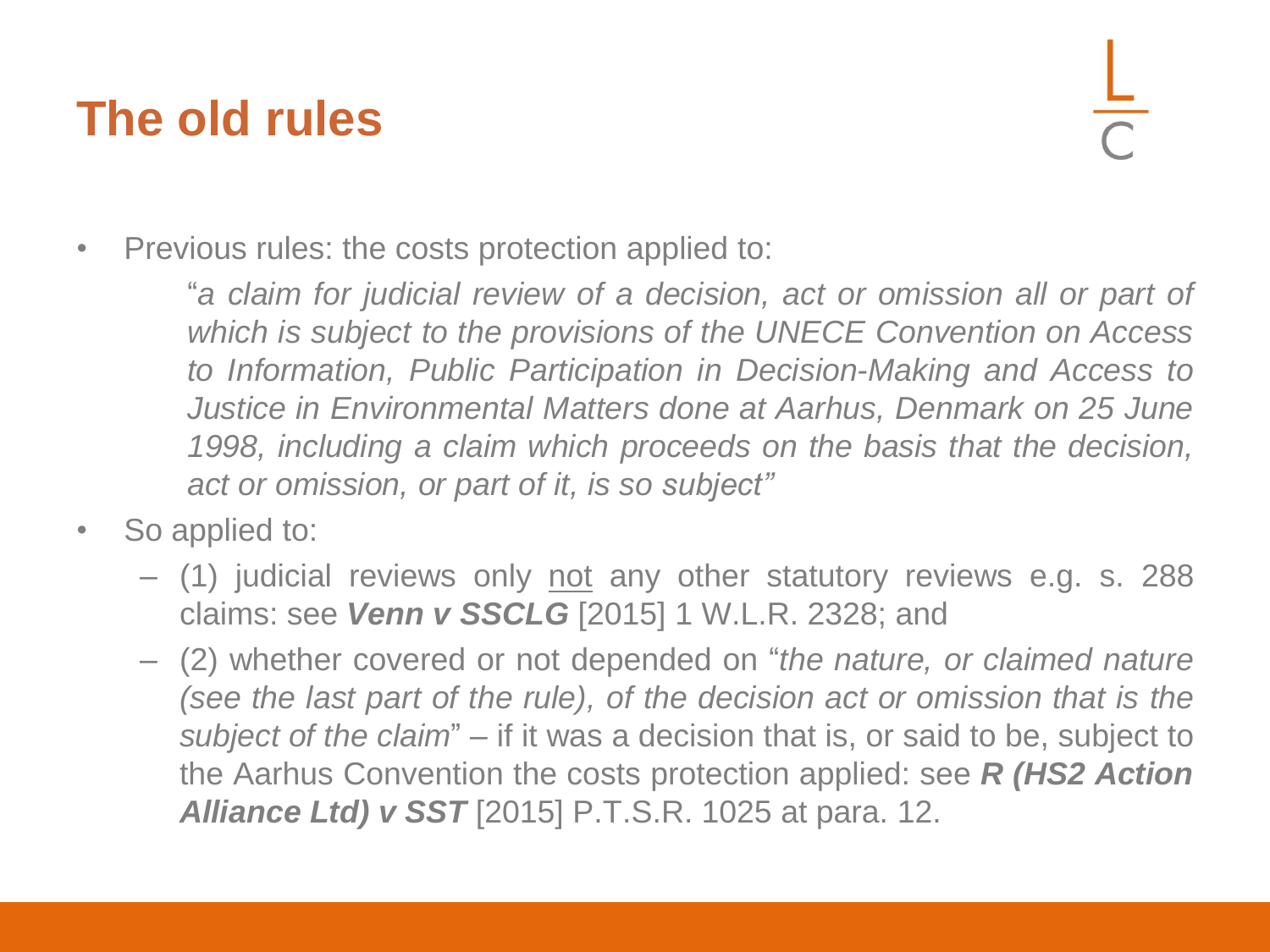# The old rules

- Previous rules: the costs protection applied to:

  "*a claim for judicial review of a decision, act or omission all or part of which is subject to the provisions of the UNECE Convention on Access to Information, Public Participation in Decision-Making and Access to Justice in Environmental Matters done at Aarhus, Denmark on 25 June 1998, including a claim which proceeds on the basis that the decision, act or omission, or part of it, is so subject*"

- So applied to:
  - (1) judicial reviews only <u>not</u> any other statutory reviews e.g. s. 288 claims: see ***Venn v SSCLG*** [2015] 1 W.L.R. 2328; and
  - (2) whether covered or not depended on "*the nature, or claimed nature (see the last part of the rule), of the decision act or omission that is the subject of the claim*" – if it was a decision that is, or said to be, subject to the Aarhus Convention the costs protection applied: see ***R (HS2 Action Alliance Ltd) v SST*** [2015] P.T.S.R. 1025 at para. 12.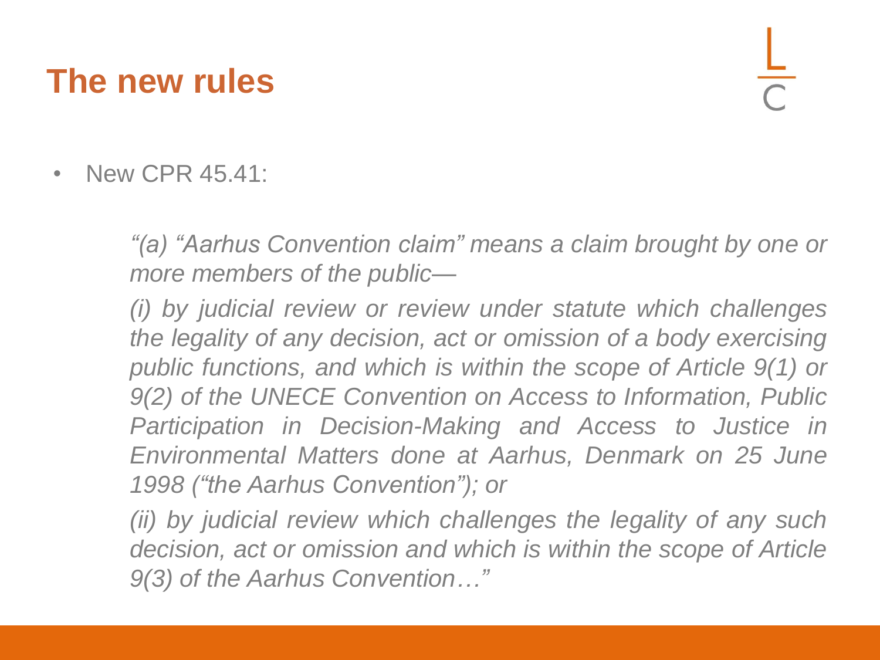# The new rules

- New CPR 45.41:

  *"(a) "Aarhus Convention claim" means a claim brought by one or more members of the public—*

  *(i) by judicial review or review under statute which challenges the legality of any decision, act or omission of a body exercising public functions, and which is within the scope of Article 9(1) or 9(2) of the UNECE Convention on Access to Information, Public Participation in Decision-Making and Access to Justice in Environmental Matters done at Aarhus, Denmark on 25 June 1998 ("the Aarhus Convention"); or*

  *(ii) by judicial review which challenges the legality of any such decision, act or omission and which is within the scope of Article 9(3) of the Aarhus Convention…"*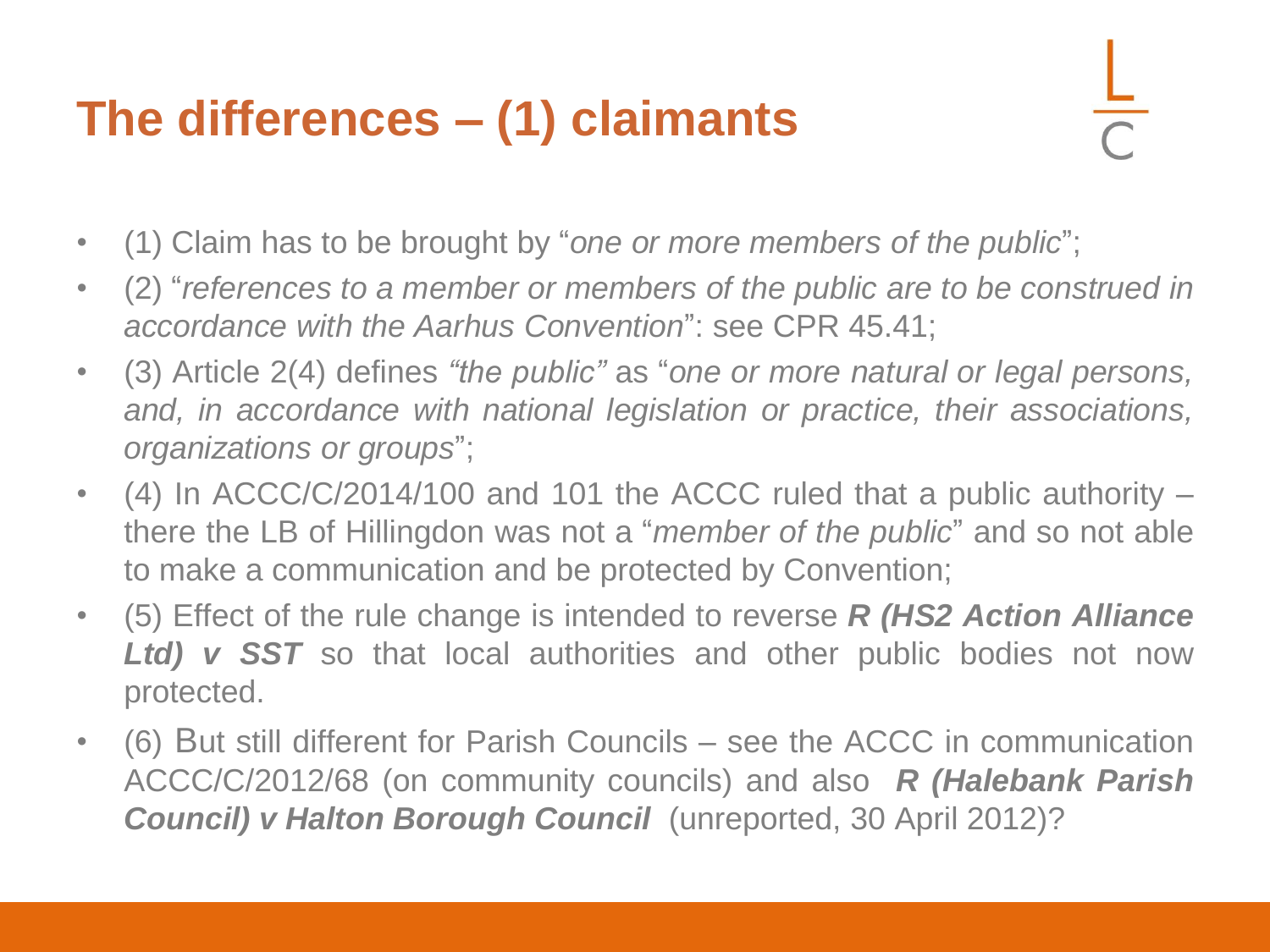# The differences – (1) claimants

- (1) Claim has to be brought by "*one or more members of the public*";
- (2) "*references to a member or members of the public are to be construed in accordance with the Aarhus Convention*": see CPR 45.41;
- (3) Article 2(4) defines *"the public"* as "*one or more natural or legal persons, and, in accordance with national legislation or practice, their associations, organizations or groups*";
- (4) In ACCC/C/2014/100 and 101 the ACCC ruled that a public authority – there the LB of Hillingdon was not a "*member of the public*" and so not able to make a communication and be protected by Convention;
- (5) Effect of the rule change is intended to reverse ***R (HS2 Action Alliance Ltd) v SST*** so that local authorities and other public bodies not now protected.
- (6) But still different for Parish Councils – see the ACCC in communication ACCC/C/2012/68 (on community councils) and also ***R (Halebank Parish Council) v Halton Borough Council*** (unreported, 30 April 2012)?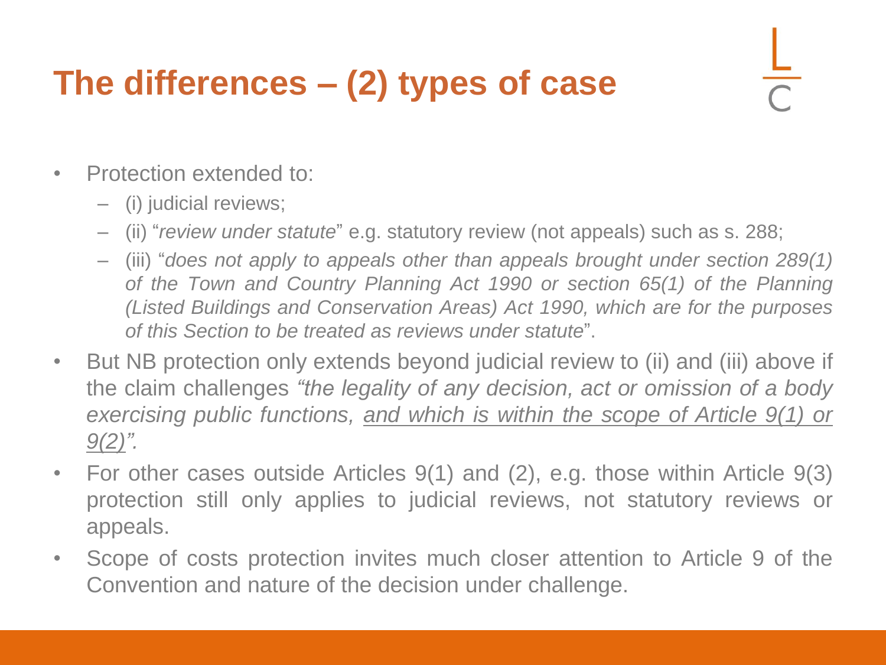# The differences – (2) types of case

- Protection extended to:
  - (i) judicial reviews;
  - (ii) "*review under statute*" e.g. statutory review (not appeals) such as s. 288;
  - (iii) "*does not apply to appeals other than appeals brought under section 289(1) of the Town and Country Planning Act 1990 or section 65(1) of the Planning (Listed Buildings and Conservation Areas) Act 1990, which are for the purposes of this Section to be treated as reviews under statute*".
- But NB protection only extends beyond judicial review to (ii) and (iii) above if the claim challenges *"the legality of any decision, act or omission of a body exercising public functions, <u>and which is within the scope of Article 9(1) or 9(2)</u>".*
- For other cases outside Articles 9(1) and (2), e.g. those within Article 9(3) protection still only applies to judicial reviews, not statutory reviews or appeals.
- Scope of costs protection invites much closer attention to Article 9 of the Convention and nature of the decision under challenge.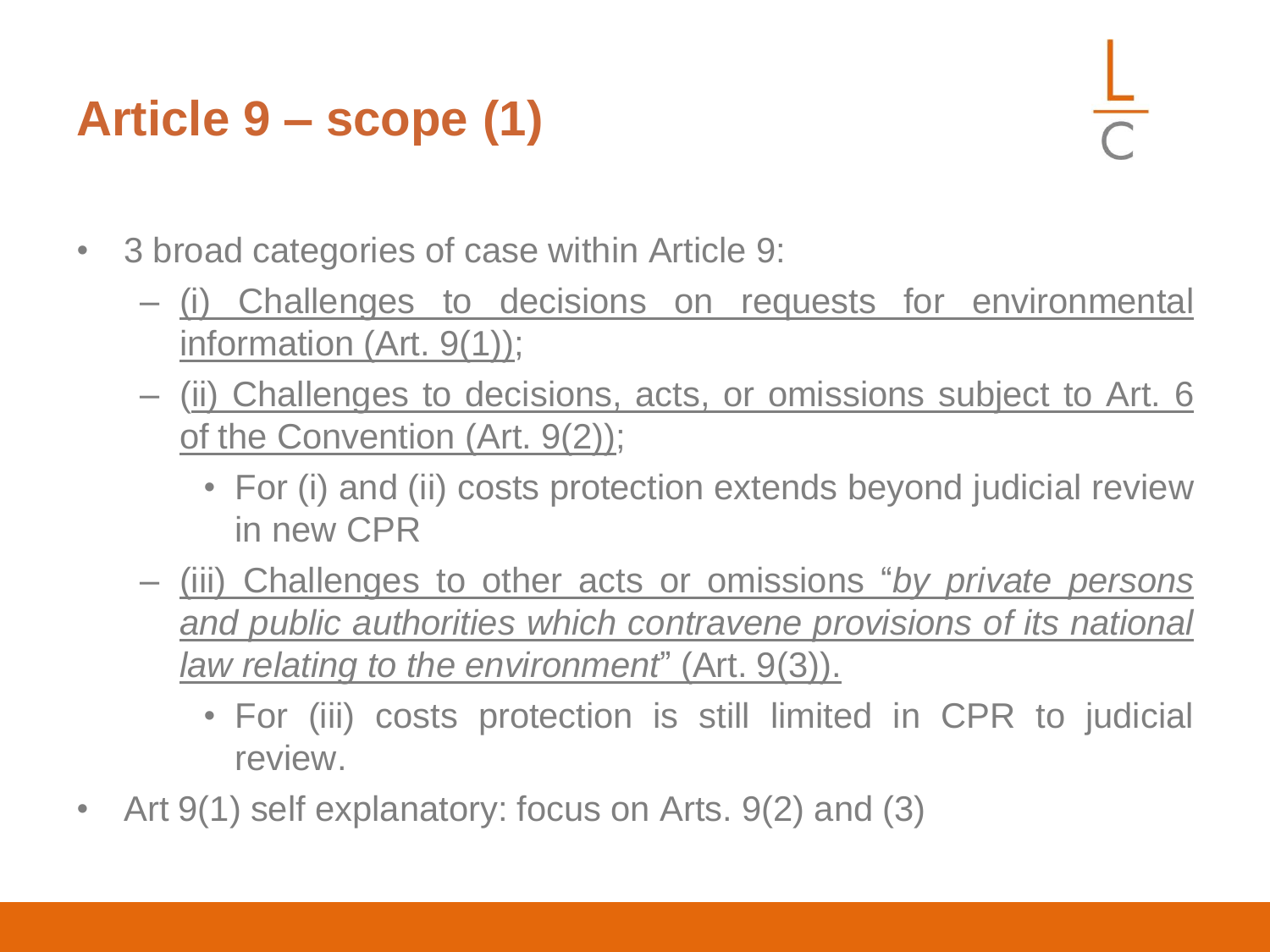# Article 9 – scope (1)

- 3 broad categories of case within Article 9:
  - (i) Challenges to decisions on requests for environmental information (Art. 9(1));
  - (ii) Challenges to decisions, acts, or omissions subject to Art. 6 of the Convention (Art. 9(2));
    - For (i) and (ii) costs protection extends beyond judicial review in new CPR
  - (iii) Challenges to other acts or omissions "*by private persons and public authorities which contravene provisions of its national law relating to the environment*" (Art. 9(3)).
    - For (iii) costs protection is still limited in CPR to judicial review.
- Art 9(1) self explanatory: focus on Arts. 9(2) and (3)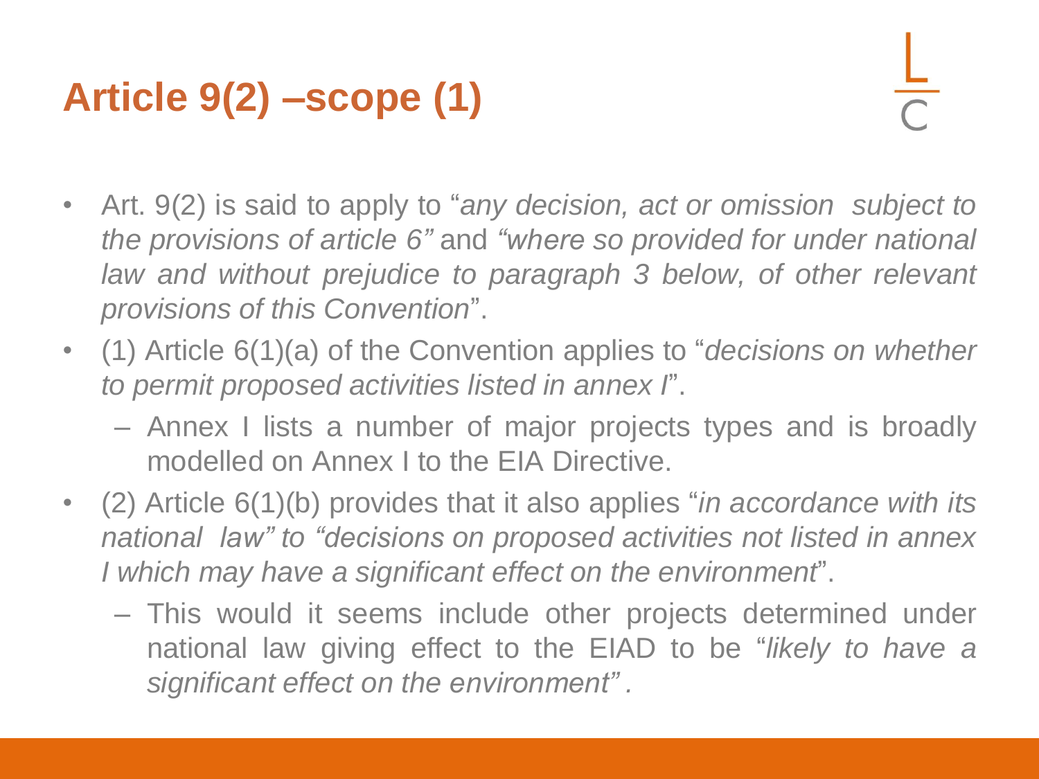# Article 9(2) –scope (1)

- Art. 9(2) is said to apply to "*any decision, act or omission subject to the provisions of article 6"* and *"where so provided for under national law and without prejudice to paragraph 3 below, of other relevant provisions of this Convention*".
- (1) Article 6(1)(a) of the Convention applies to "*decisions on whether to permit proposed activities listed in annex I*".
  - Annex I lists a number of major projects types and is broadly modelled on Annex I to the EIA Directive.
- (2) Article 6(1)(b) provides that it also applies "*in accordance with its national law" to "decisions on proposed activities not listed in annex I which may have a significant effect on the environment*".
  - This would it seems include other projects determined under national law giving effect to the EIAD to be "*likely to have a significant effect on the environment"* .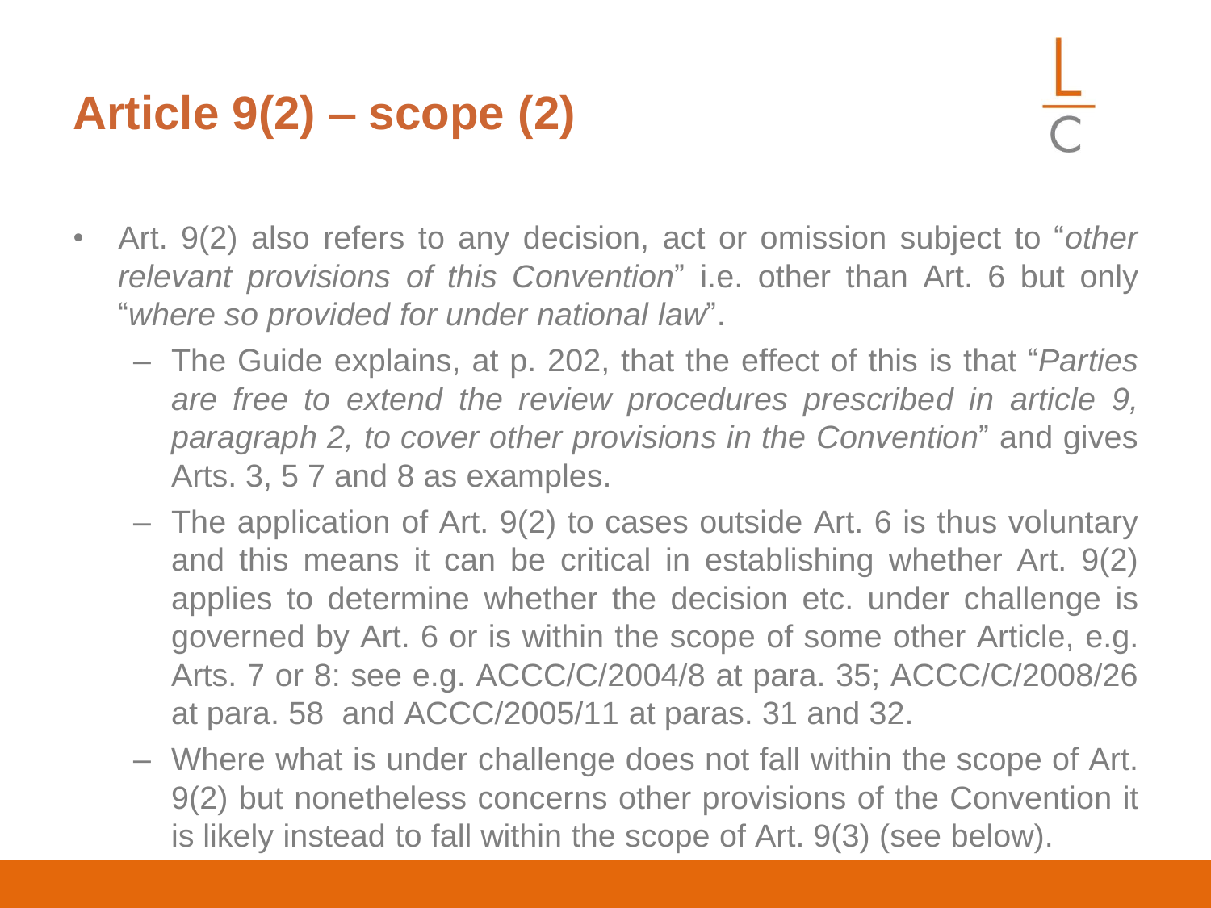# Article 9(2) – scope (2)

- Art. 9(2) also refers to any decision, act or omission subject to "*other relevant provisions of this Convention*" i.e. other than Art. 6 but only "*where so provided for under national law*".
  - The Guide explains, at p. 202, that the effect of this is that "*Parties are free to extend the review procedures prescribed in article 9, paragraph 2, to cover other provisions in the Convention*" and gives Arts. 3, 5 7 and 8 as examples.
  - The application of Art. 9(2) to cases outside Art. 6 is thus voluntary and this means it can be critical in establishing whether Art. 9(2) applies to determine whether the decision etc. under challenge is governed by Art. 6 or is within the scope of some other Article, e.g. Arts. 7 or 8: see e.g. ACCC/C/2004/8 at para. 35; ACCC/C/2008/26 at para. 58 and ACCC/2005/11 at paras. 31 and 32.
  - Where what is under challenge does not fall within the scope of Art. 9(2) but nonetheless concerns other provisions of the Convention it is likely instead to fall within the scope of Art. 9(3) (see below).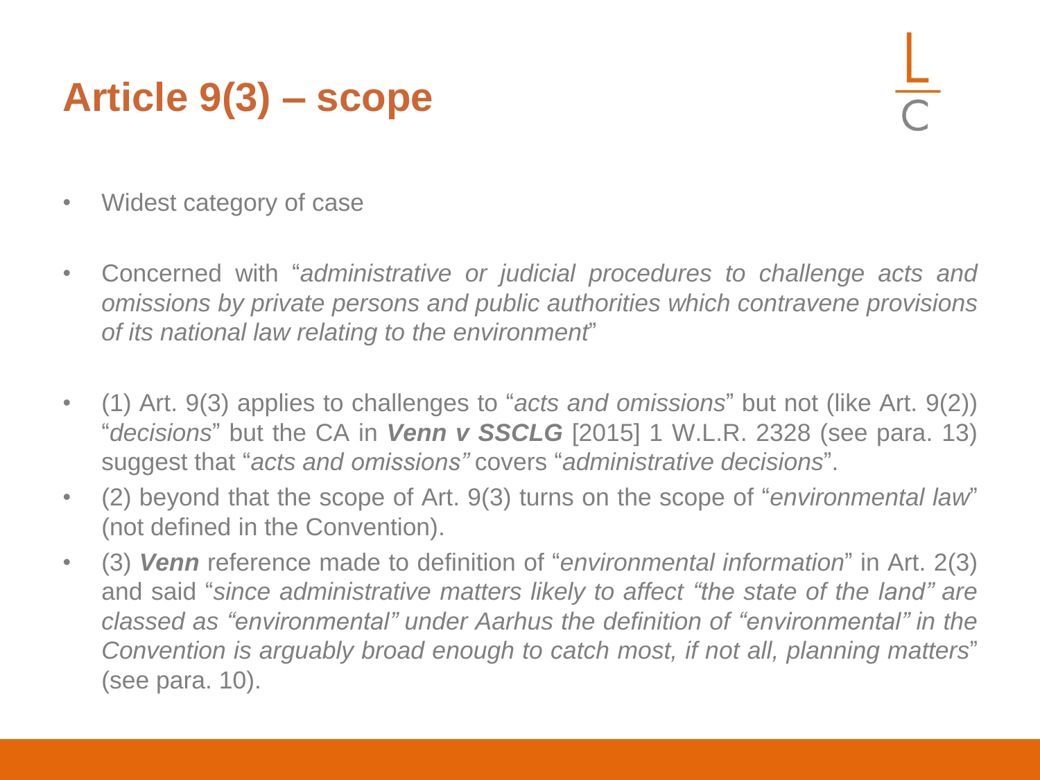# Article 9(3) – scope

- Widest category of case

- Concerned with "*administrative or judicial procedures to challenge acts and omissions by private persons and public authorities which contravene provisions of its national law relating to the environment*"

- (1) Art. 9(3) applies to challenges to "*acts and omissions*" but not (like Art. 9(2)) "*decisions*" but the CA in ***Venn v SSCLG*** [2015] 1 W.L.R. 2328 (see para. 13) suggest that "*acts and omissions"* covers "*administrative decisions*".
- (2) beyond that the scope of Art. 9(3) turns on the scope of "*environmental law*" (not defined in the Convention).
- (3) ***Venn*** reference made to definition of "*environmental information*" in Art. 2(3) and said "*since administrative matters likely to affect "the state of the land" are classed as "environmental" under Aarhus the definition of "environmental" in the Convention is arguably broad enough to catch most, if not all, planning matters*" (see para. 10).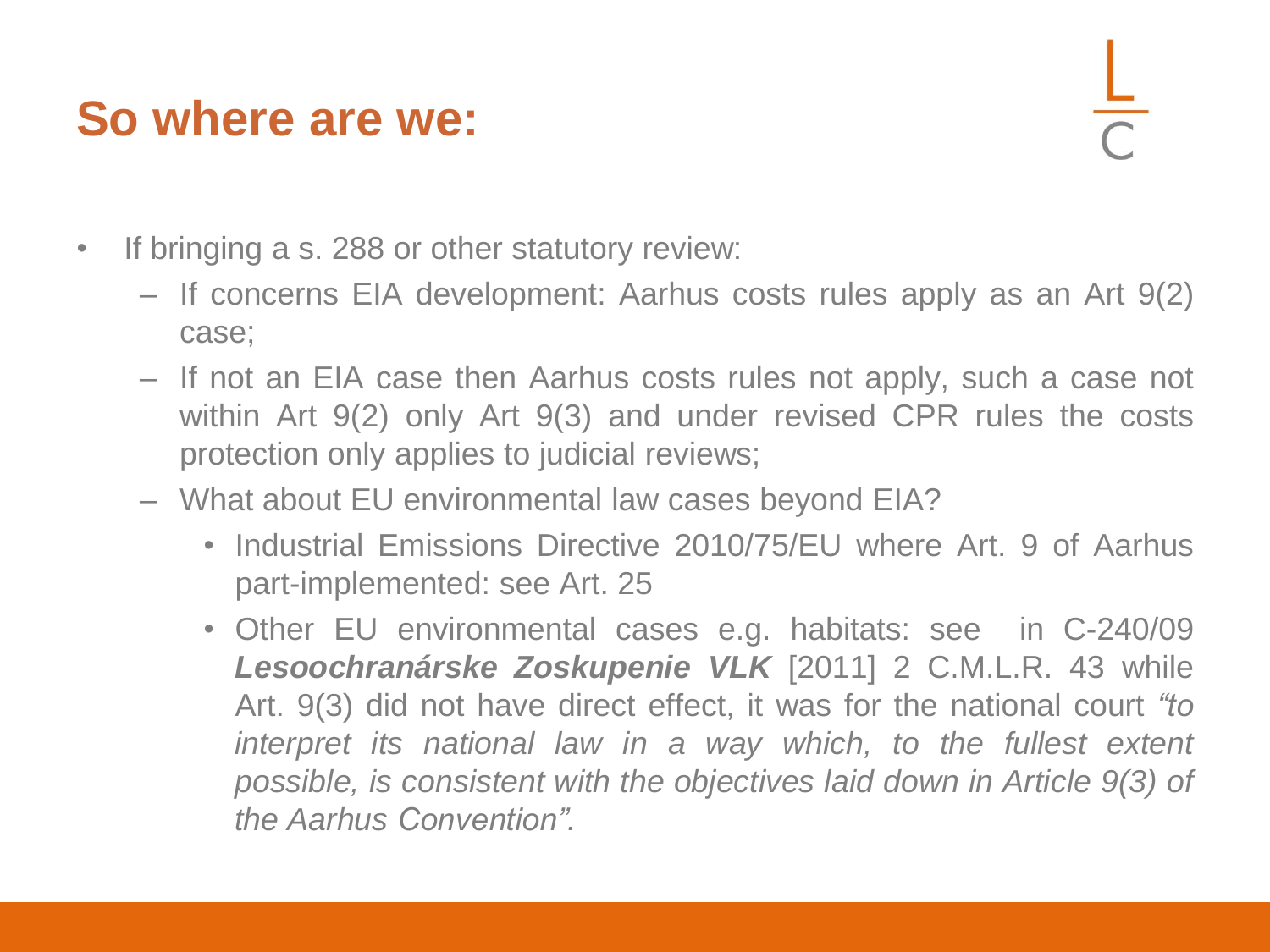# So where are we:

- If bringing a s. 288 or other statutory review:
  - If concerns EIA development: Aarhus costs rules apply as an Art 9(2) case;
  - If not an EIA case then Aarhus costs rules not apply, such a case not within Art 9(2) only Art 9(3) and under revised CPR rules the costs protection only applies to judicial reviews;
  - What about EU environmental law cases beyond EIA?
    - Industrial Emissions Directive 2010/75/EU where Art. 9 of Aarhus part-implemented: see Art. 25
    - Other EU environmental cases e.g. habitats: see in C-240/09 ***Lesoochranárske Zoskupenie VLK*** [2011] 2 C.M.L.R. 43 while Art. 9(3) did not have direct effect, it was for the national court *"to interpret its national law in a way which, to the fullest extent possible, is consistent with the objectives laid down in Article 9(3) of the Aarhus Convention".*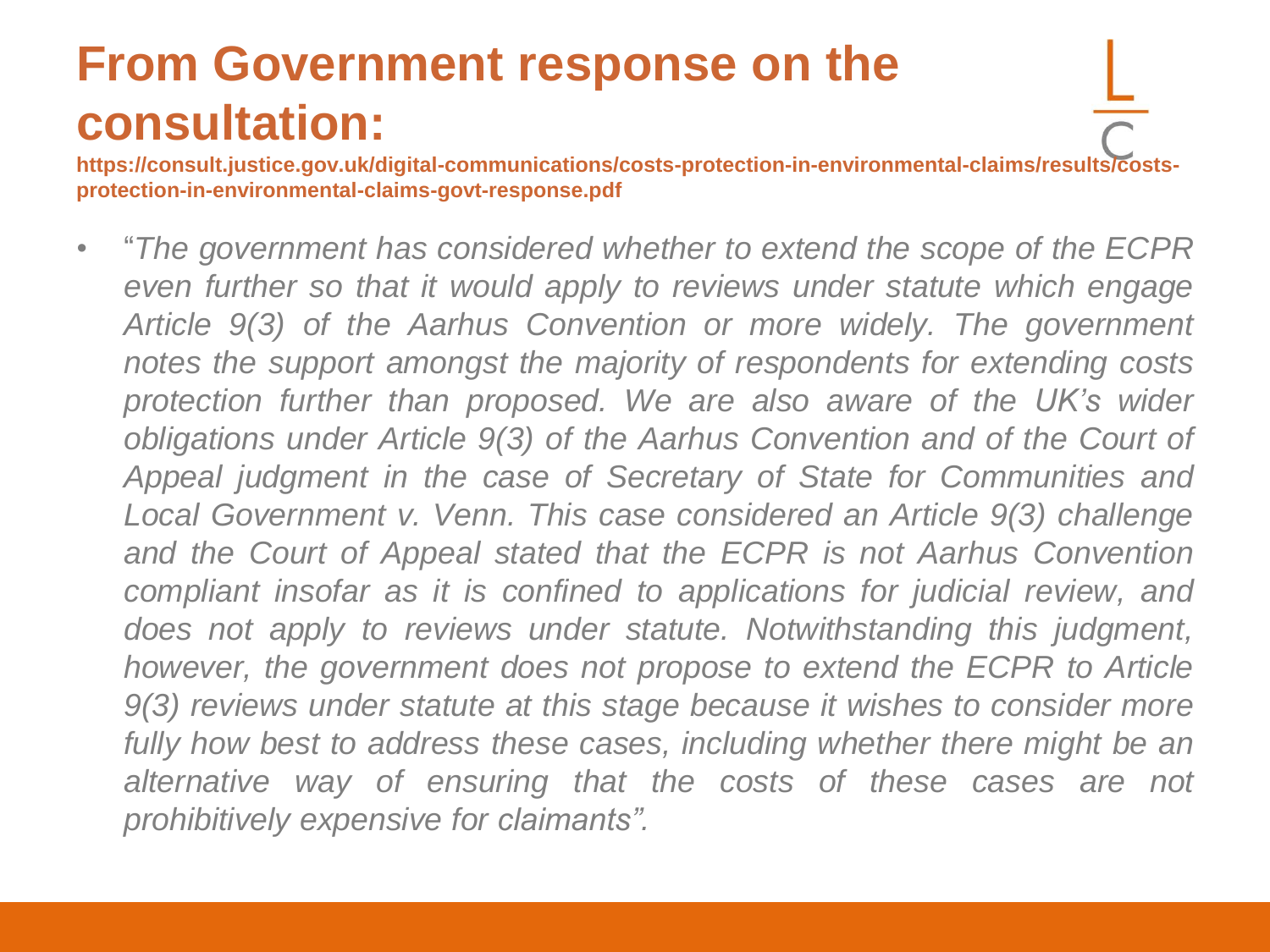# From Government response on the consultation:

**https://consult.justice.gov.uk/digital-communications/costs-protection-in-environmental-claims/results/costs-protection-in-environmental-claims-govt-response.pdf**

- "*The government has considered whether to extend the scope of the ECPR even further so that it would apply to reviews under statute which engage Article 9(3) of the Aarhus Convention or more widely. The government notes the support amongst the majority of respondents for extending costs protection further than proposed. We are also aware of the UK's wider obligations under Article 9(3) of the Aarhus Convention and of the Court of Appeal judgment in the case of Secretary of State for Communities and Local Government v. Venn. This case considered an Article 9(3) challenge and the Court of Appeal stated that the ECPR is not Aarhus Convention compliant insofar as it is confined to applications for judicial review, and does not apply to reviews under statute. Notwithstanding this judgment, however, the government does not propose to extend the ECPR to Article 9(3) reviews under statute at this stage because it wishes to consider more fully how best to address these cases, including whether there might be an alternative way of ensuring that the costs of these cases are not prohibitively expensive for claimants".*